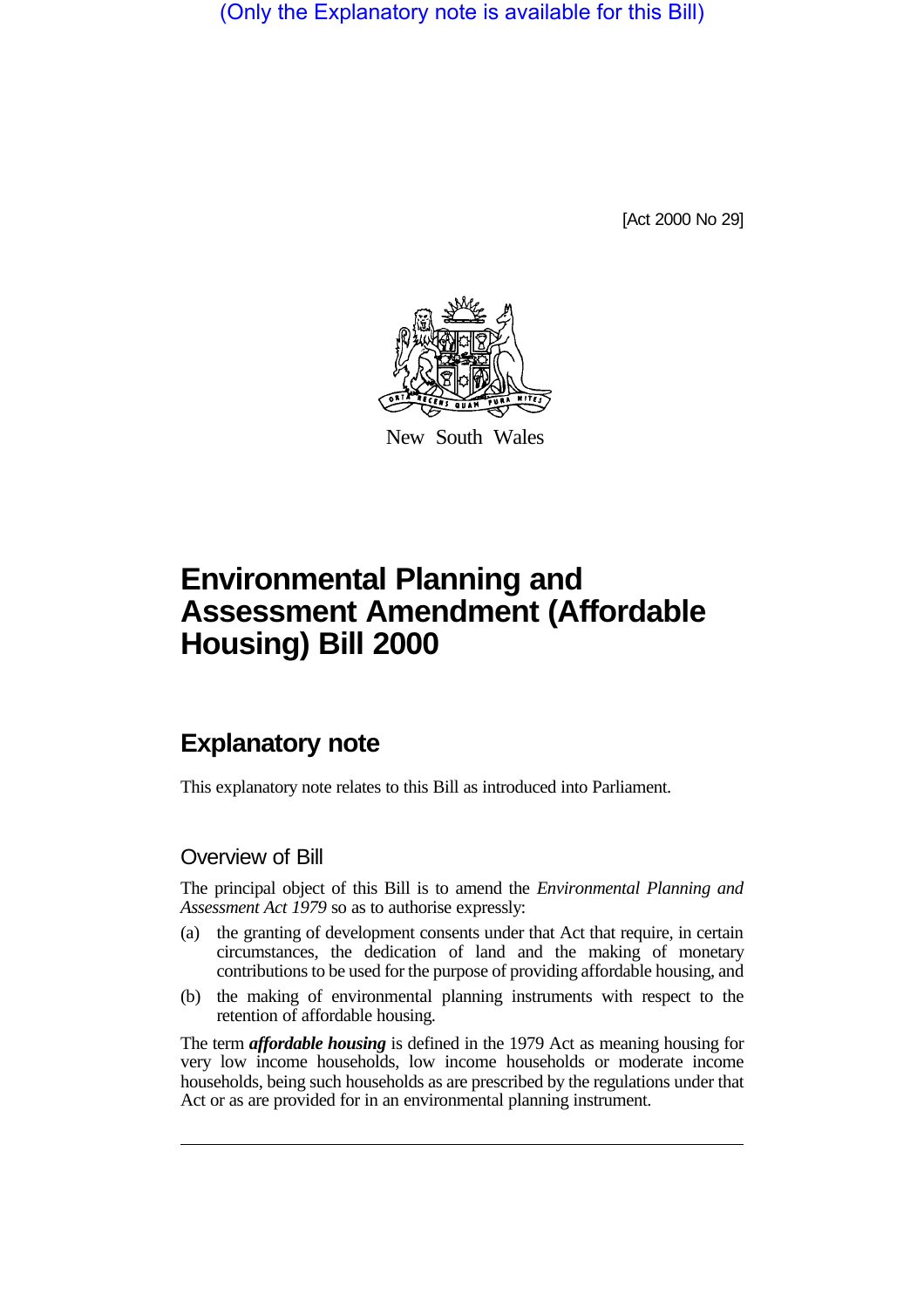(Only the Explanatory note is available for this Bill)

[Act 2000 No 29]

New South Wales

# Environmental Planning and Assessment Amendment (Affordable Housing) Bill 2000

## Explanatory note

This explanatory note relates to this Bill as introduced into Parliament.

### Overview of Bill

The principal object of this Bill is to amend the *Environmental Planning and Assessment Act 1979* so as to authorise expressly:

(a) the granting of development consents under that Act that require, in certain circumstances, the dedication of land and the making of monetary contributions to be used for the purpose of providing affordable housing, and

(b) the making of environmental planning instruments with respect to the retention of affordable housing.

The term ***affordable housing*** is defined in the 1979 Act as meaning housing for very low income households, low income households or moderate income households, being such households as are prescribed by the regulations under that Act or as are provided for in an environmental planning instrument.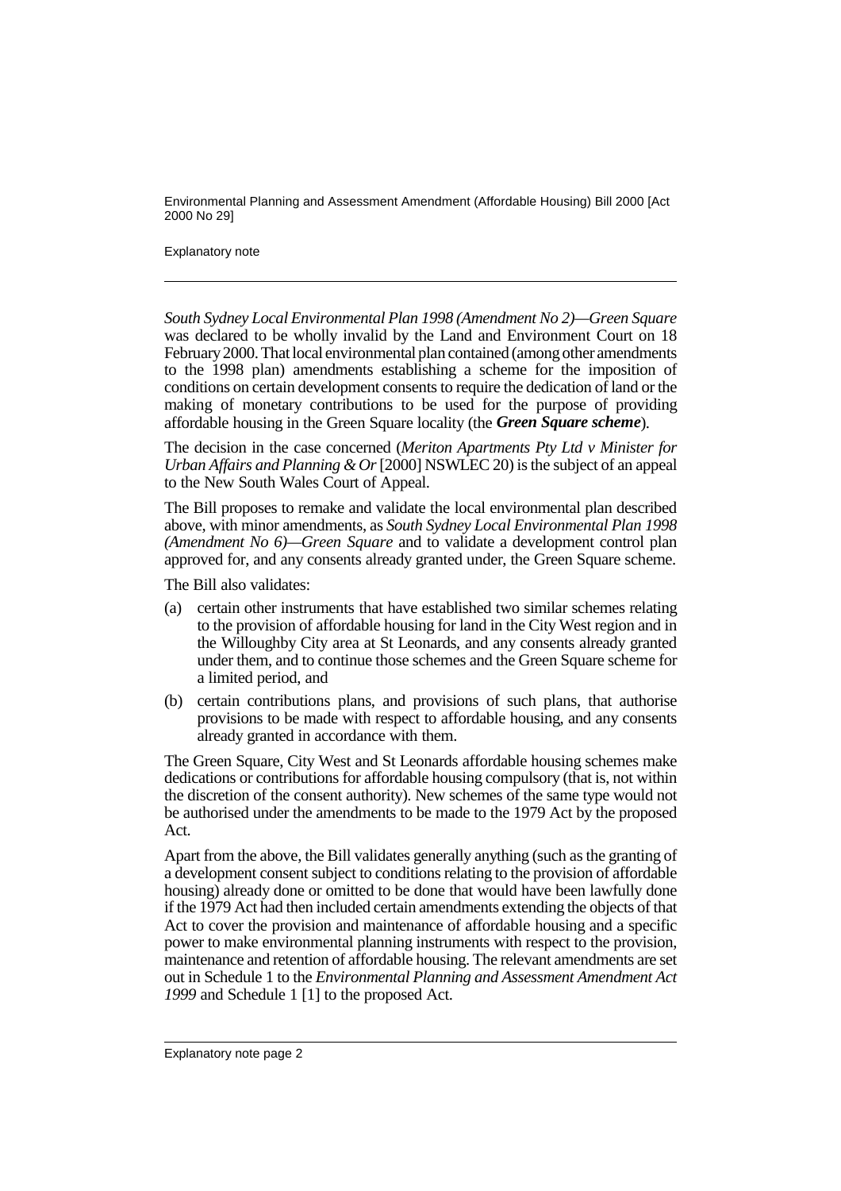*South Sydney Local Environmental Plan 1998 (Amendment No 2)—Green Square* was declared to be wholly invalid by the Land and Environment Court on 18 February 2000. That local environmental plan contained (among other amendments to the 1998 plan) amendments establishing a scheme for the imposition of conditions on certain development consents to require the dedication of land or the making of monetary contributions to be used for the purpose of providing affordable housing in the Green Square locality (the ***Green Square scheme***).

The decision in the case concerned (*Meriton Apartments Pty Ltd v Minister for Urban Affairs and Planning & Or* [2000] NSWLEC 20) is the subject of an appeal to the New South Wales Court of Appeal.

The Bill proposes to remake and validate the local environmental plan described above, with minor amendments, as *South Sydney Local Environmental Plan 1998 (Amendment No 6)—Green Square* and to validate a development control plan approved for, and any consents already granted under, the Green Square scheme.

The Bill also validates:

(a) certain other instruments that have established two similar schemes relating to the provision of affordable housing for land in the City West region and in the Willoughby City area at St Leonards, and any consents already granted under them, and to continue those schemes and the Green Square scheme for a limited period, and

(b) certain contributions plans, and provisions of such plans, that authorise provisions to be made with respect to affordable housing, and any consents already granted in accordance with them.

The Green Square, City West and St Leonards affordable housing schemes make dedications or contributions for affordable housing compulsory (that is, not within the discretion of the consent authority). New schemes of the same type would not be authorised under the amendments to be made to the 1979 Act by the proposed Act.

Apart from the above, the Bill validates generally anything (such as the granting of a development consent subject to conditions relating to the provision of affordable housing) already done or omitted to be done that would have been lawfully done if the 1979 Act had then included certain amendments extending the objects of that Act to cover the provision and maintenance of affordable housing and a specific power to make environmental planning instruments with respect to the provision, maintenance and retention of affordable housing. The relevant amendments are set out in Schedule 1 to the *Environmental Planning and Assessment Amendment Act 1999* and Schedule 1 [1] to the proposed Act.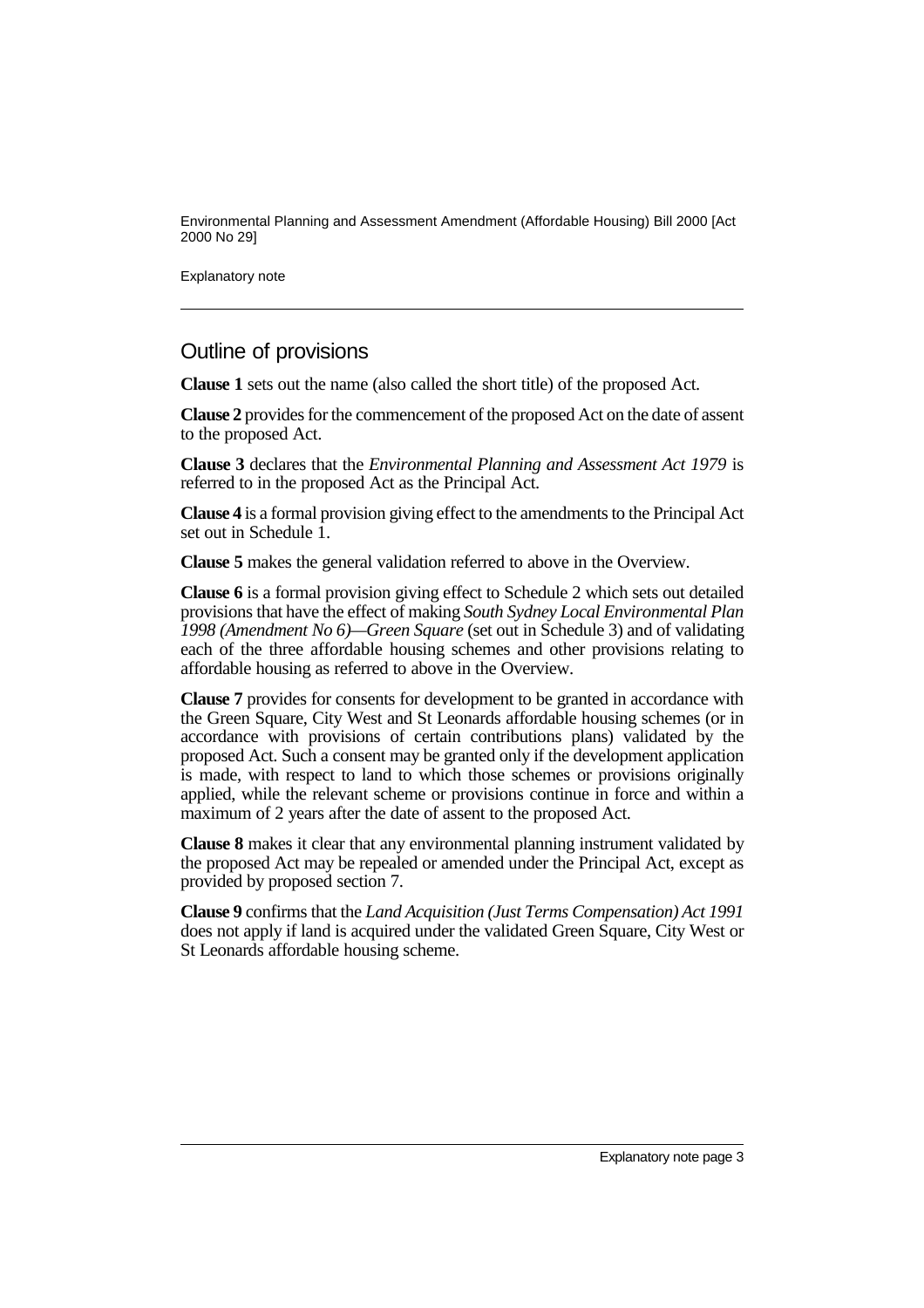## Outline of provisions

**Clause 1** sets out the name (also called the short title) of the proposed Act.

**Clause 2** provides for the commencement of the proposed Act on the date of assent to the proposed Act.

**Clause 3** declares that the *Environmental Planning and Assessment Act 1979* is referred to in the proposed Act as the Principal Act.

**Clause 4** is a formal provision giving effect to the amendments to the Principal Act set out in Schedule 1.

**Clause 5** makes the general validation referred to above in the Overview.

**Clause 6** is a formal provision giving effect to Schedule 2 which sets out detailed provisions that have the effect of making *South Sydney Local Environmental Plan 1998 (Amendment No 6)—Green Square* (set out in Schedule 3) and of validating each of the three affordable housing schemes and other provisions relating to affordable housing as referred to above in the Overview.

**Clause 7** provides for consents for development to be granted in accordance with the Green Square, City West and St Leonards affordable housing schemes (or in accordance with provisions of certain contributions plans) validated by the proposed Act. Such a consent may be granted only if the development application is made, with respect to land to which those schemes or provisions originally applied, while the relevant scheme or provisions continue in force and within a maximum of 2 years after the date of assent to the proposed Act.

**Clause 8** makes it clear that any environmental planning instrument validated by the proposed Act may be repealed or amended under the Principal Act, except as provided by proposed section 7.

**Clause 9** confirms that the *Land Acquisition (Just Terms Compensation) Act 1991* does not apply if land is acquired under the validated Green Square, City West or St Leonards affordable housing scheme.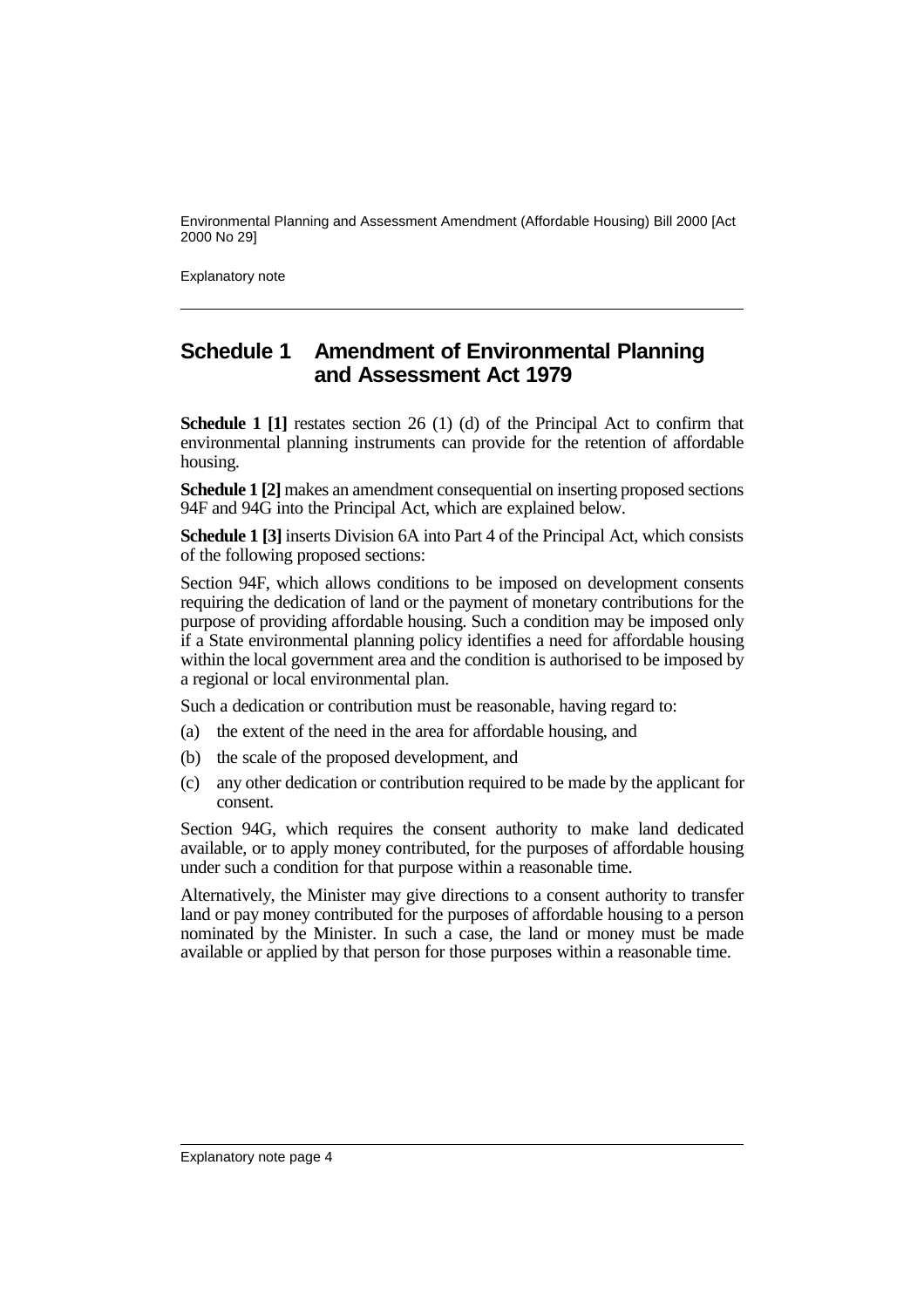## Schedule 1 Amendment of Environmental Planning and Assessment Act 1979

**Schedule 1 [1]** restates section 26 (1) (d) of the Principal Act to confirm that environmental planning instruments can provide for the retention of affordable housing.

**Schedule 1 [2]** makes an amendment consequential on inserting proposed sections 94F and 94G into the Principal Act, which are explained below.

**Schedule 1 [3]** inserts Division 6A into Part 4 of the Principal Act, which consists of the following proposed sections:

Section 94F, which allows conditions to be imposed on development consents requiring the dedication of land or the payment of monetary contributions for the purpose of providing affordable housing. Such a condition may be imposed only if a State environmental planning policy identifies a need for affordable housing within the local government area and the condition is authorised to be imposed by a regional or local environmental plan.

Such a dedication or contribution must be reasonable, having regard to:

(a) the extent of the need in the area for affordable housing, and

(b) the scale of the proposed development, and

(c) any other dedication or contribution required to be made by the applicant for consent.

Section 94G, which requires the consent authority to make land dedicated available, or to apply money contributed, for the purposes of affordable housing under such a condition for that purpose within a reasonable time.

Alternatively, the Minister may give directions to a consent authority to transfer land or pay money contributed for the purposes of affordable housing to a person nominated by the Minister. In such a case, the land or money must be made available or applied by that person for those purposes within a reasonable time.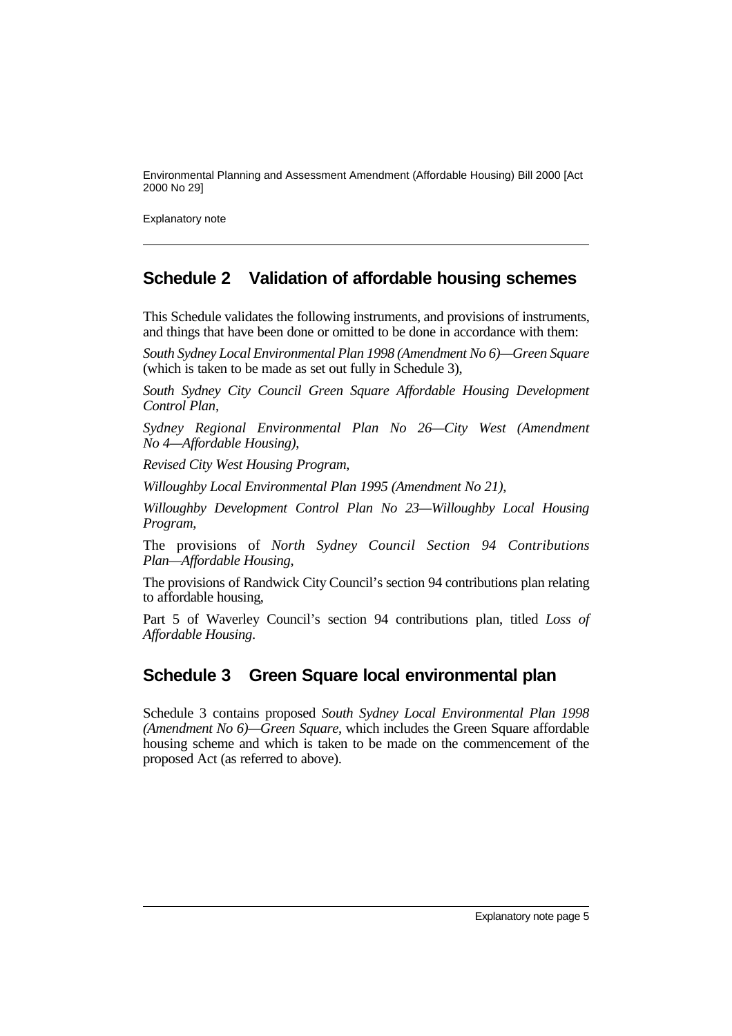## Schedule 2 Validation of affordable housing schemes

This Schedule validates the following instruments, and provisions of instruments, and things that have been done or omitted to be done in accordance with them:

*South Sydney Local Environmental Plan 1998 (Amendment No 6)—Green Square* (which is taken to be made as set out fully in Schedule 3),

*South Sydney City Council Green Square Affordable Housing Development Control Plan*,

*Sydney Regional Environmental Plan No 26—City West (Amendment No 4—Affordable Housing)*,

*Revised City West Housing Program*,

*Willoughby Local Environmental Plan 1995 (Amendment No 21)*,

*Willoughby Development Control Plan No 23—Willoughby Local Housing Program*,

The provisions of *North Sydney Council Section 94 Contributions Plan—Affordable Housing*,

The provisions of Randwick City Council's section 94 contributions plan relating to affordable housing,

Part 5 of Waverley Council's section 94 contributions plan, titled *Loss of Affordable Housing*.

## Schedule 3 Green Square local environmental plan

Schedule 3 contains proposed *South Sydney Local Environmental Plan 1998 (Amendment No 6)—Green Square*, which includes the Green Square affordable housing scheme and which is taken to be made on the commencement of the proposed Act (as referred to above).